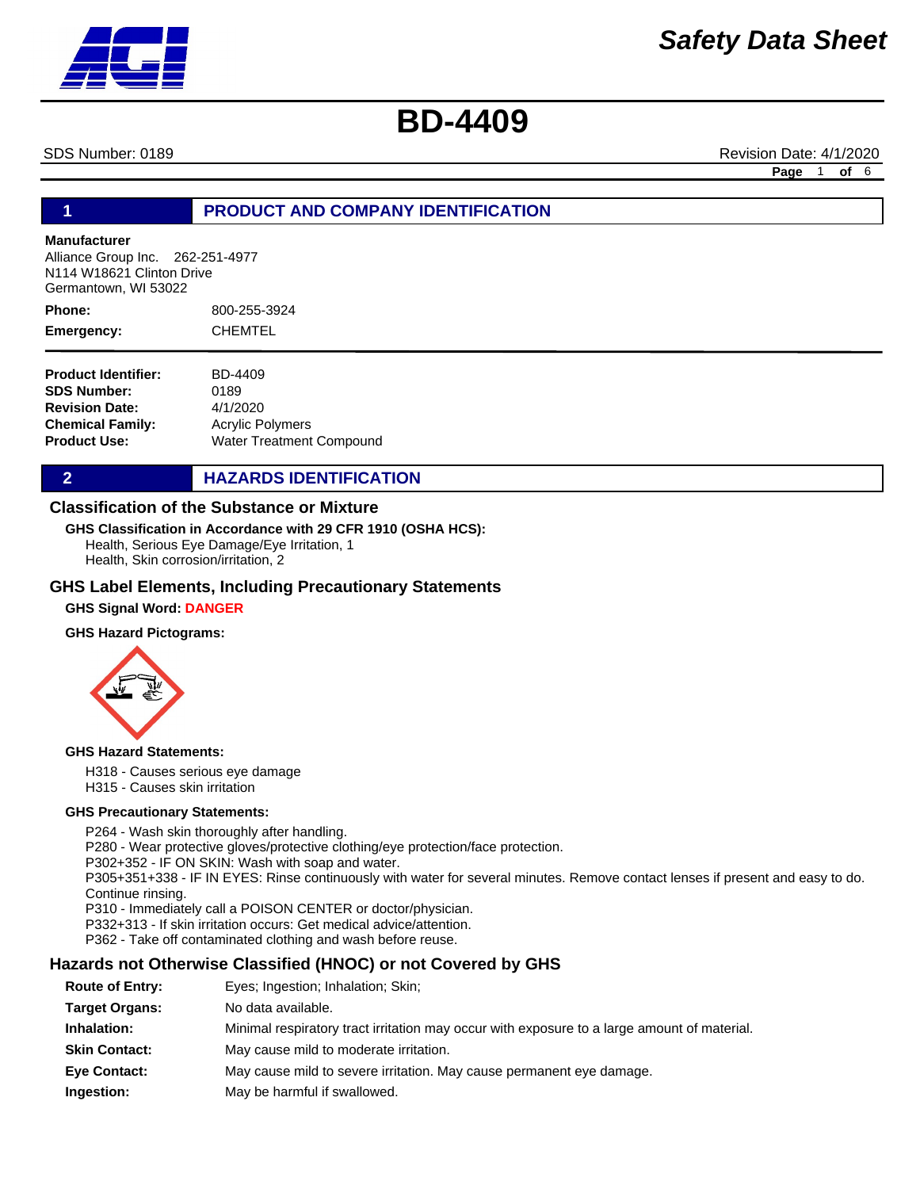# Safety Data Sheet

# BD-4409

SDS Number: 0189 | Revision Date: 4/1/2020

## 1 PRODUCT AND COMPANY IDENTIFICATION

**Manufacturer**
Alliance Group Inc. 262-251-4977
N114 W18621 Clinton Drive
Germantown, WI 53022

**Phone:** 800-255-3924
**Emergency:** CHEMTEL

**Product Identifier:** BD-4409
**SDS Number:** 0189
**Revision Date:** 4/1/2020
**Chemical Family:** Acrylic Polymers
**Product Use:** Water Treatment Compound

## 2 HAZARDS IDENTIFICATION

### Classification of the Substance or Mixture

**GHS Classification in Accordance with 29 CFR 1910 (OSHA HCS):**
Health, Serious Eye Damage/Eye Irritation, 1
Health, Skin corrosion/irritation, 2

### GHS Label Elements, Including Precautionary Statements

**GHS Signal Word:** **DANGER**

**GHS Hazard Pictograms:**

**GHS Hazard Statements:**

H318 - Causes serious eye damage
H315 - Causes skin irritation

**GHS Precautionary Statements:**

P264 - Wash skin thoroughly after handling.
P280 - Wear protective gloves/protective clothing/eye protection/face protection.
P302+352 - IF ON SKIN: Wash with soap and water.
P305+351+338 - IF IN EYES: Rinse continuously with water for several minutes. Remove contact lenses if present and easy to do. Continue rinsing.
P310 - Immediately call a POISON CENTER or doctor/physician.
P332+313 - If skin irritation occurs: Get medical advice/attention.
P362 - Take off contaminated clothing and wash before reuse.

### Hazards not Otherwise Classified (HNOC) or not Covered by GHS

**Route of Entry:** Eyes; Ingestion; Inhalation; Skin;
**Target Organs:** No data available.
**Inhalation:** Minimal respiratory tract irritation may occur with exposure to a large amount of material.
**Skin Contact:** May cause mild to moderate irritation.
**Eye Contact:** May cause mild to severe irritation. May cause permanent eye damage.
**Ingestion:** May be harmful if swallowed.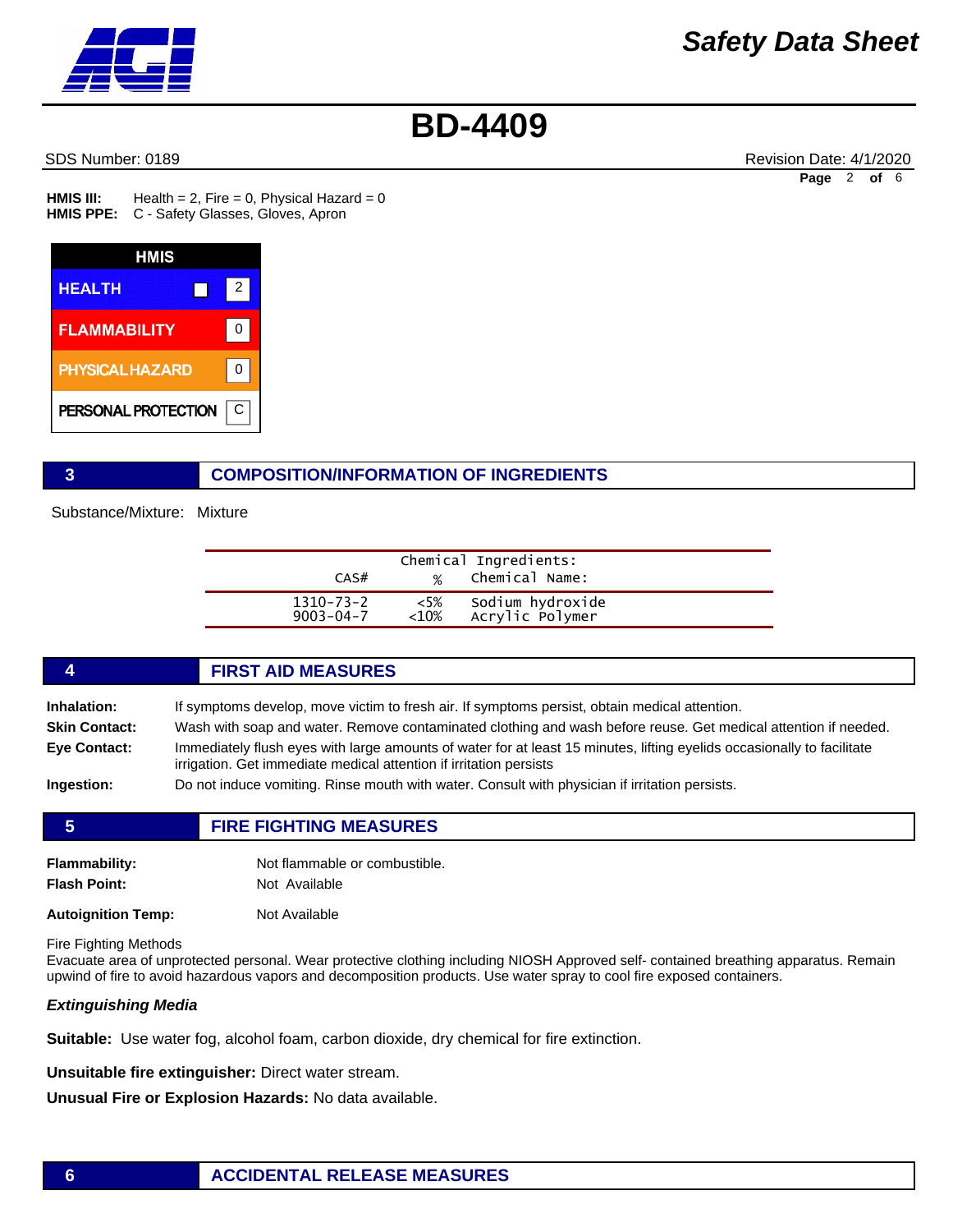**HMIS III:** Health = 2, Fire = 0, Physical Hazard = 0
**HMIS PPE:** C - Safety Glasses, Gloves, Apron

| HMIS | |
|---|---|
| HEALTH | 2 |
| FLAMMABILITY | 0 |
| PHYSICAL HAZARD | 0 |
| PERSONAL PROTECTION | C |

## 3 COMPOSITION/INFORMATION OF INGREDIENTS

Substance/Mixture: Mixture

Chemical Ingredients:

| CAS# | % | Chemical Name: |
|---|---|---|
| 1310-73-2 | <5% | Sodium hydroxide |
| 9003-04-7 | <10% | Acrylic Polymer |

## 4 FIRST AID MEASURES

**Inhalation:** If symptoms develop, move victim to fresh air. If symptoms persist, obtain medical attention.

**Skin Contact:** Wash with soap and water. Remove contaminated clothing and wash before reuse. Get medical attention if needed.

**Eye Contact:** Immediately flush eyes with large amounts of water for at least 15 minutes, lifting eyelids occasionally to facilitate irrigation. Get immediate medical attention if irritation persists

**Ingestion:** Do not induce vomiting. Rinse mouth with water. Consult with physician if irritation persists.

## 5 FIRE FIGHTING MEASURES

**Flammability:** Not flammable or combustible.

**Flash Point:** Not Available

**Autoignition Temp:** Not Available

Fire Fighting Methods

Evacuate area of unprotected personal. Wear protective clothing including NIOSH Approved self- contained breathing apparatus. Remain upwind of fire to avoid hazardous vapors and decomposition products. Use water spray to cool fire exposed containers.

***Extinguishing Media***

**Suitable:** Use water fog, alcohol foam, carbon dioxide, dry chemical for fire extinction.

**Unsuitable fire extinguisher:** Direct water stream.

**Unusual Fire or Explosion Hazards:** No data available.

## 6 ACCIDENTAL RELEASE MEASURES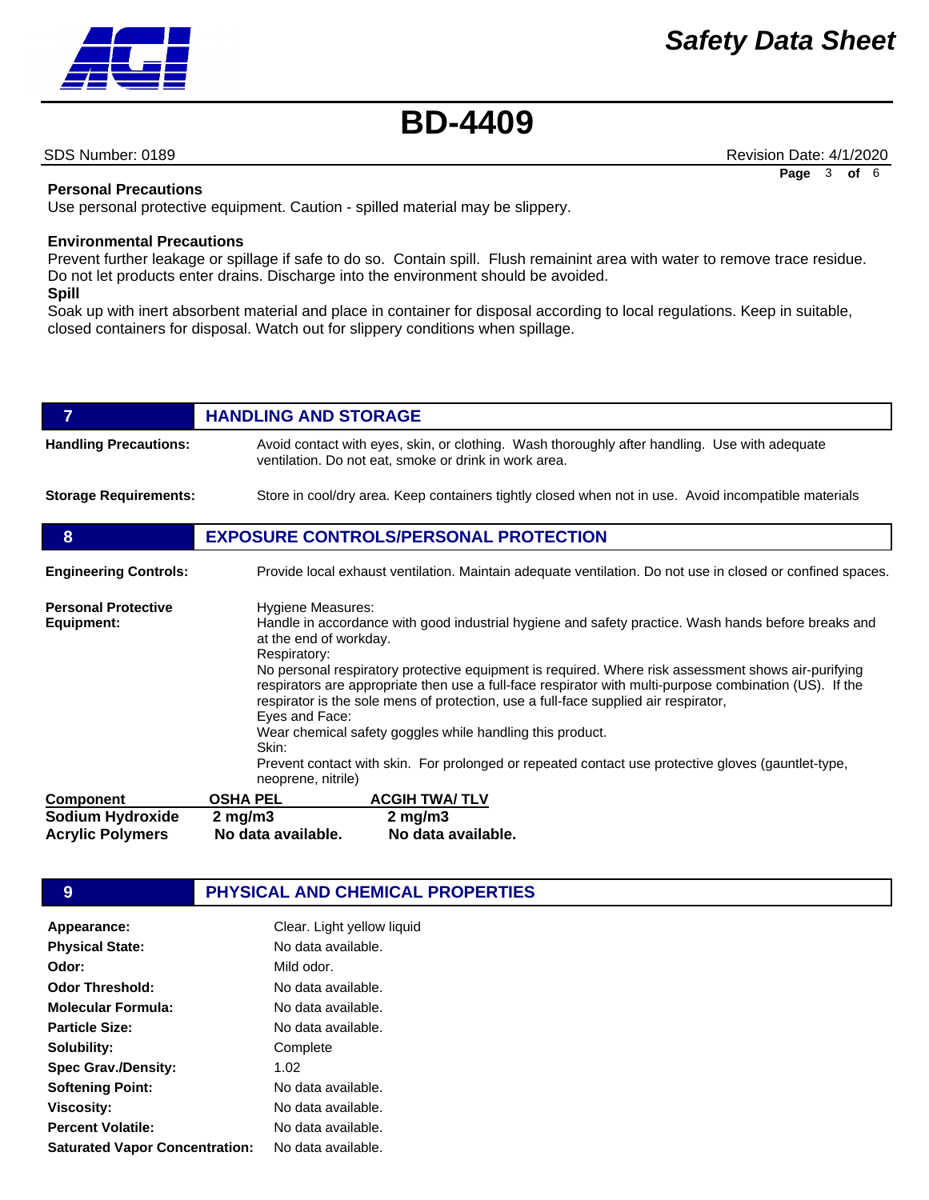**Personal Precautions**

Use personal protective equipment. Caution - spilled material may be slippery.

**Environmental Precautions**

Prevent further leakage or spillage if safe to do so. Contain spill. Flush remainint area with water to remove trace residue. Do not let products enter drains. Discharge into the environment should be avoided.

**Spill**

Soak up with inert absorbent material and place in container for disposal according to local regulations. Keep in suitable, closed containers for disposal. Watch out for slippery conditions when spillage.

## 7 HANDLING AND STORAGE

**Handling Precautions:** Avoid contact with eyes, skin, or clothing. Wash thoroughly after handling. Use with adequate ventilation. Do not eat, smoke or drink in work area.

**Storage Requirements:** Store in cool/dry area. Keep containers tightly closed when not in use. Avoid incompatible materials

## 8 EXPOSURE CONTROLS/PERSONAL PROTECTION

**Engineering Controls:** Provide local exhaust ventilation. Maintain adequate ventilation. Do not use in closed or confined spaces.

**Personal Protective Equipment:**

Hygiene Measures:
Handle in accordance with good industrial hygiene and safety practice. Wash hands before breaks and at the end of workday.
Respiratory:
No personal respiratory protective equipment is required. Where risk assessment shows air-purifying respirators are appropriate then use a full-face respirator with multi-purpose combination (US). If the respirator is the sole mens of protection, use a full-face supplied air respirator,
Eyes and Face:
Wear chemical safety goggles while handling this product.
Skin:
Prevent contact with skin. For prolonged or repeated contact use protective gloves (gauntlet-type, neoprene, nitrile)

| Component | OSHA PEL | ACGIH TWA/ TLV |
|---|---|---|
| **Sodium Hydroxide** | **2 mg/m3** | **2 mg/m3** |
| **Acrylic Polymers** | **No data available.** | **No data available.** |

## 9 PHYSICAL AND CHEMICAL PROPERTIES

| | |
|---|---|
| **Appearance:** | Clear. Light yellow liquid |
| **Physical State:** | No data available. |
| **Odor:** | Mild odor. |
| **Odor Threshold:** | No data available. |
| **Molecular Formula:** | No data available. |
| **Particle Size:** | No data available. |
| **Solubility:** | Complete |
| **Spec Grav./Density:** | 1.02 |
| **Softening Point:** | No data available. |
| **Viscosity:** | No data available. |
| **Percent Volatile:** | No data available. |
| **Saturated Vapor Concentration:** | No data available. |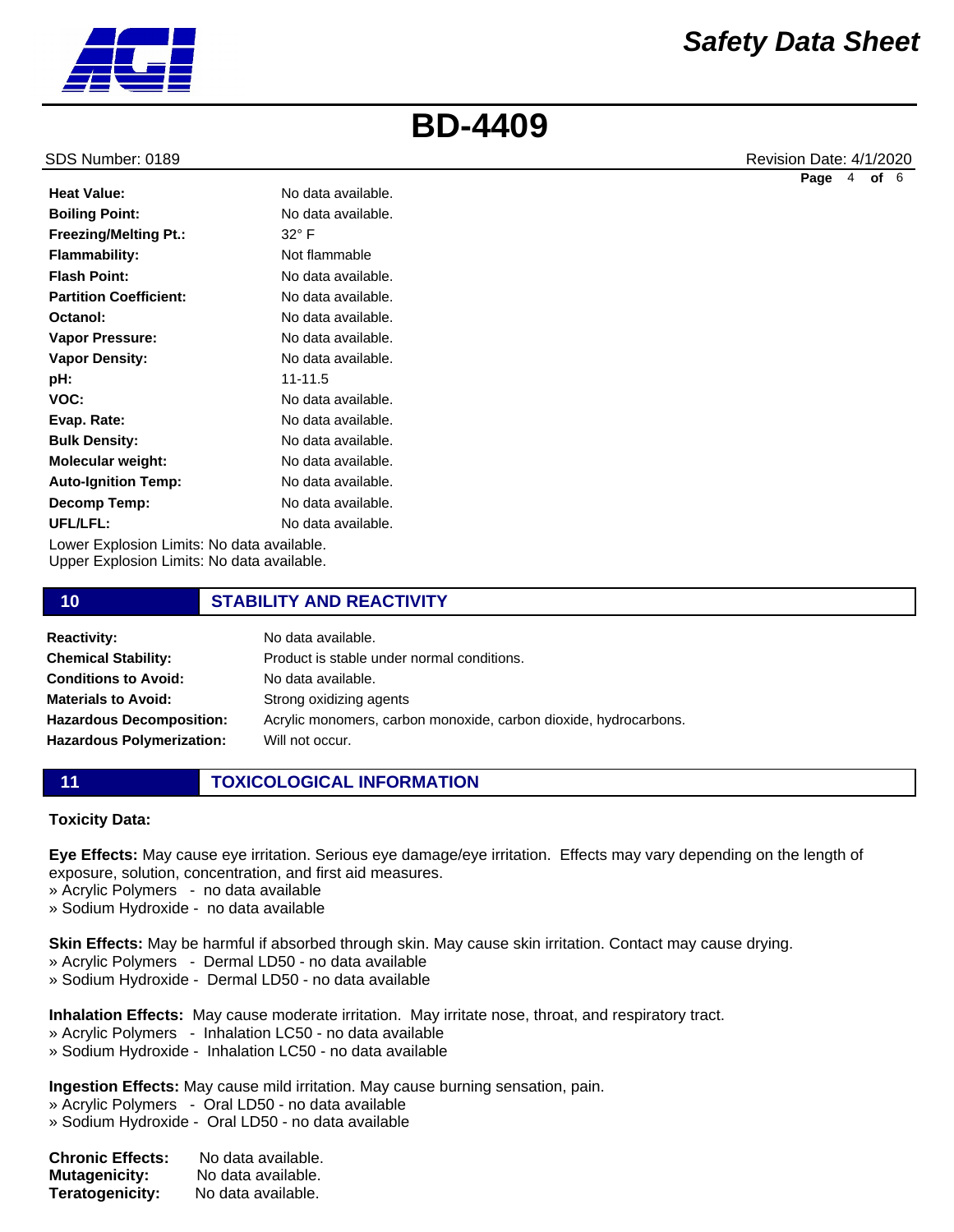| | |
|---|---|
| **Heat Value:** | No data available. |
| **Boiling Point:** | No data available. |
| **Freezing/Melting Pt.:** | 32° F |
| **Flammability:** | Not flammable |
| **Flash Point:** | No data available. |
| **Partition Coefficient:** | No data available. |
| **Octanol:** | No data available. |
| **Vapor Pressure:** | No data available. |
| **Vapor Density:** | No data available. |
| **pH:** | 11-11.5 |
| **VOC:** | No data available. |
| **Evap. Rate:** | No data available. |
| **Bulk Density:** | No data available. |
| **Molecular weight:** | No data available. |
| **Auto-Ignition Temp:** | No data available. |
| **Decomp Temp:** | No data available. |
| **UFL/LFL:** | No data available. |

Lower Explosion Limits: No data available.
Upper Explosion Limits: No data available.

## 10 STABILITY AND REACTIVITY

| | |
|---|---|
| **Reactivity:** | No data available. |
| **Chemical Stability:** | Product is stable under normal conditions. |
| **Conditions to Avoid:** | No data available. |
| **Materials to Avoid:** | Strong oxidizing agents |
| **Hazardous Decomposition:** | Acrylic monomers, carbon monoxide, carbon dioxide, hydrocarbons. |
| **Hazardous Polymerization:** | Will not occur. |

## 11 TOXICOLOGICAL INFORMATION

**Toxicity Data:**

**Eye Effects:** May cause eye irritation. Serious eye damage/eye irritation. Effects may vary depending on the length of exposure, solution, concentration, and first aid measures.
» Acrylic Polymers - no data available
» Sodium Hydroxide - no data available

**Skin Effects:** May be harmful if absorbed through skin. May cause skin irritation. Contact may cause drying.
» Acrylic Polymers - Dermal LD50 - no data available
» Sodium Hydroxide - Dermal LD50 - no data available

**Inhalation Effects:** May cause moderate irritation. May irritate nose, throat, and respiratory tract.
» Acrylic Polymers - Inhalation LC50 - no data available
» Sodium Hydroxide - Inhalation LC50 - no data available

**Ingestion Effects:** May cause mild irritation. May cause burning sensation, pain.
» Acrylic Polymers - Oral LD50 - no data available
» Sodium Hydroxide - Oral LD50 - no data available

| | |
|---|---|
| **Chronic Effects:** | No data available. |
| **Mutagenicity:** | No data available. |
| **Teratogenicity:** | No data available. |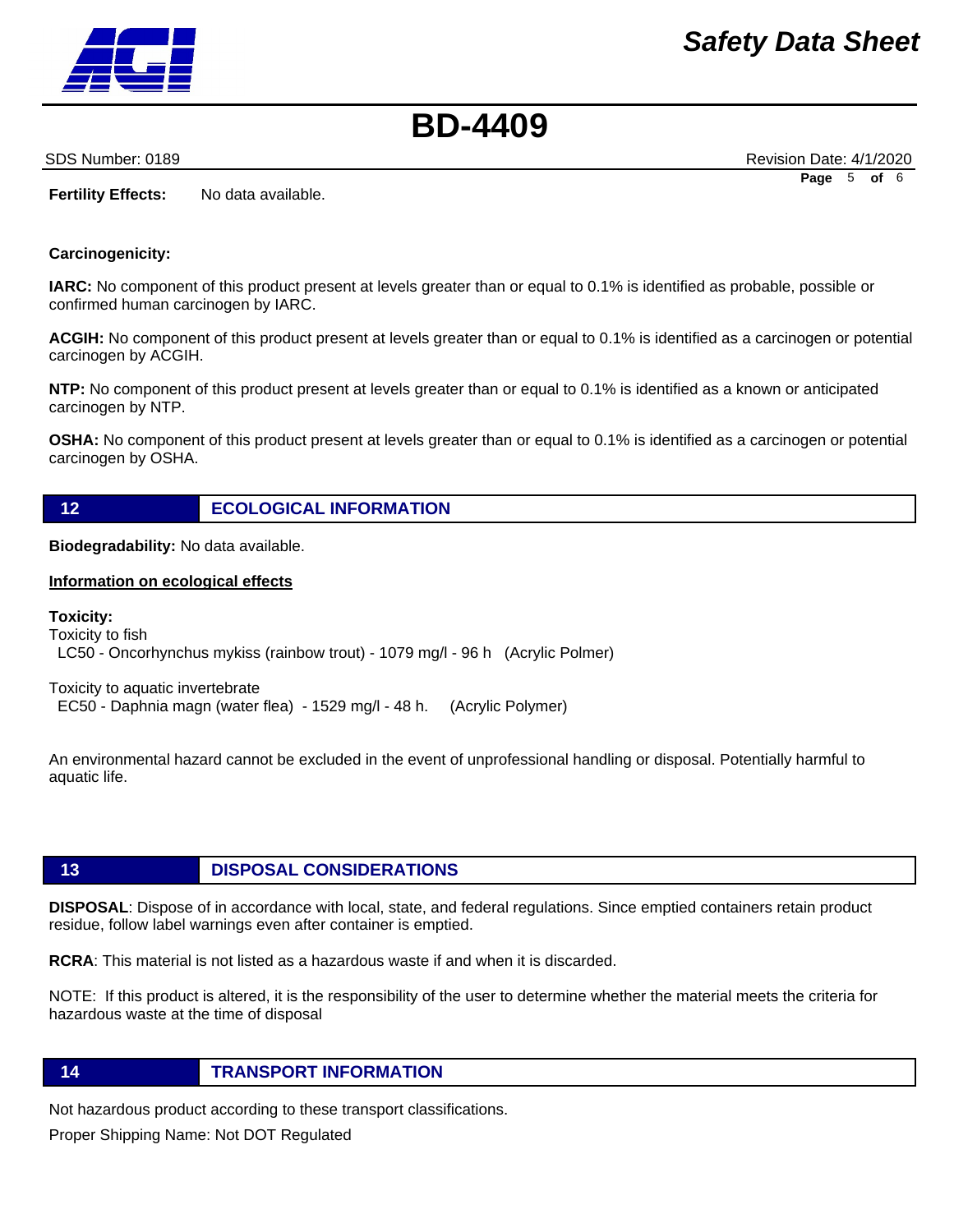**Fertility Effects:** No data available.

**Carcinogenicity:**

**IARC:** No component of this product present at levels greater than or equal to 0.1% is identified as probable, possible or confirmed human carcinogen by IARC.

**ACGIH:** No component of this product present at levels greater than or equal to 0.1% is identified as a carcinogen or potential carcinogen by ACGIH.

**NTP:** No component of this product present at levels greater than or equal to 0.1% is identified as a known or anticipated carcinogen by NTP.

**OSHA:** No component of this product present at levels greater than or equal to 0.1% is identified as a carcinogen or potential carcinogen by OSHA.

## 12 ECOLOGICAL INFORMATION

**Biodegradability:** No data available.

**Information on ecological effects**

**Toxicity:**

Toxicity to fish

LC50 - Oncorhynchus mykiss (rainbow trout) - 1079 mg/l - 96 h (Acrylic Polmer)

Toxicity to aquatic invertebrate

EC50 - Daphnia magn (water flea) - 1529 mg/l - 48 h. (Acrylic Polymer)

An environmental hazard cannot be excluded in the event of unprofessional handling or disposal. Potentially harmful to aquatic life.

## 13 DISPOSAL CONSIDERATIONS

**DISPOSAL**: Dispose of in accordance with local, state, and federal regulations. Since emptied containers retain product residue, follow label warnings even after container is emptied.

**RCRA**: This material is not listed as a hazardous waste if and when it is discarded.

NOTE: If this product is altered, it is the responsibility of the user to determine whether the material meets the criteria for hazardous waste at the time of disposal

## 14 TRANSPORT INFORMATION

Not hazardous product according to these transport classifications.

Proper Shipping Name: Not DOT Regulated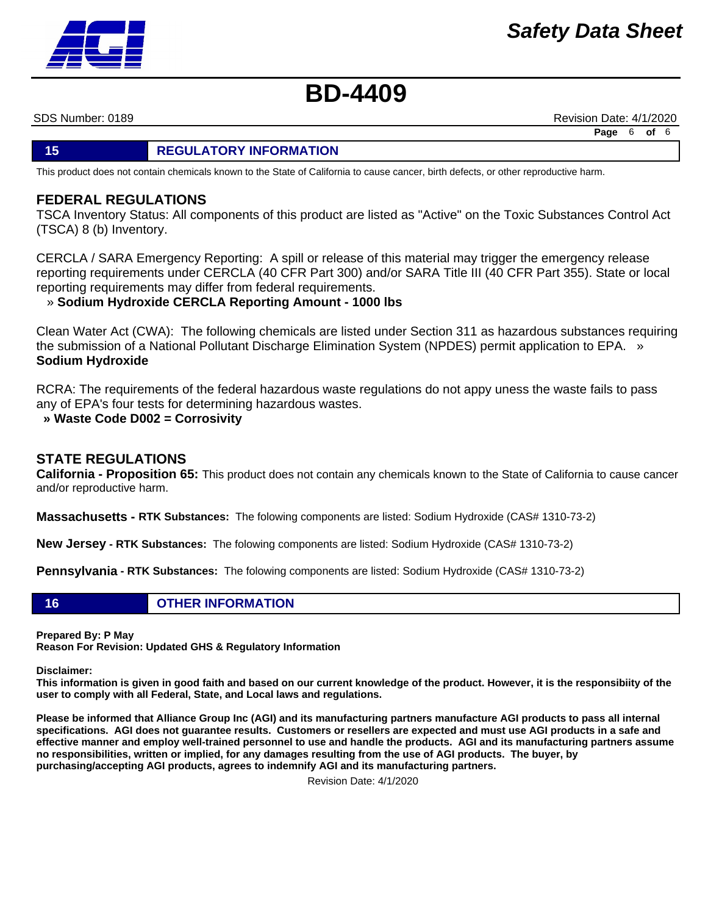# BD-4409

SDS Number: 0189 Revision Date: 4/1/2020

## 15 REGULATORY INFORMATION

This product does not contain chemicals known to the State of California to cause cancer, birth defects, or other reproductive harm.

### FEDERAL REGULATIONS

TSCA Inventory Status: All components of this product are listed as "Active" on the Toxic Substances Control Act (TSCA) 8 (b) Inventory.

CERCLA / SARA Emergency Reporting: A spill or release of this material may trigger the emergency release reporting requirements under CERCLA (40 CFR Part 300) and/or SARA Title III (40 CFR Part 355). State or local reporting requirements may differ from federal requirements.

» **Sodium Hydroxide CERCLA Reporting Amount - 1000 lbs**

Clean Water Act (CWA): The following chemicals are listed under Section 311 as hazardous substances requiring the submission of a National Pollutant Discharge Elimination System (NPDES) permit application to EPA. » **Sodium Hydroxide**

RCRA: The requirements of the federal hazardous waste regulations do not appy uness the waste fails to pass any of EPA's four tests for determining hazardous wastes.

**» Waste Code D002 = Corrosivity**

### STATE REGULATIONS

**California - Proposition 65:** This product does not contain any chemicals known to the State of California to cause cancer and/or reproductive harm.

**Massachusetts - RTK Substances:** The folowing components are listed: Sodium Hydroxide (CAS# 1310-73-2)

**New Jersey - RTK Substances:** The folowing components are listed: Sodium Hydroxide (CAS# 1310-73-2)

**Pennsylvania - RTK Substances:** The folowing components are listed: Sodium Hydroxide (CAS# 1310-73-2)

## 16 OTHER INFORMATION

**Prepared By: P May**
**Reason For Revision: Updated GHS & Regulatory Information**

**Disclaimer:**
**This information is given in good faith and based on our current knowledge of the product. However, it is the responsibiity of the user to comply with all Federal, State, and Local laws and regulations.**

**Please be informed that Alliance Group Inc (AGI) and its manufacturing partners manufacture AGI products to pass all internal specifications. AGI does not guarantee results. Customers or resellers are expected and must use AGI products in a safe and effective manner and employ well-trained personnel to use and handle the products. AGI and its manufacturing partners assume no responsibilities, written or implied, for any damages resulting from the use of AGI products. The buyer, by purchasing/accepting AGI products, agrees to indemnify AGI and its manufacturing partners.**

Revision Date: 4/1/2020